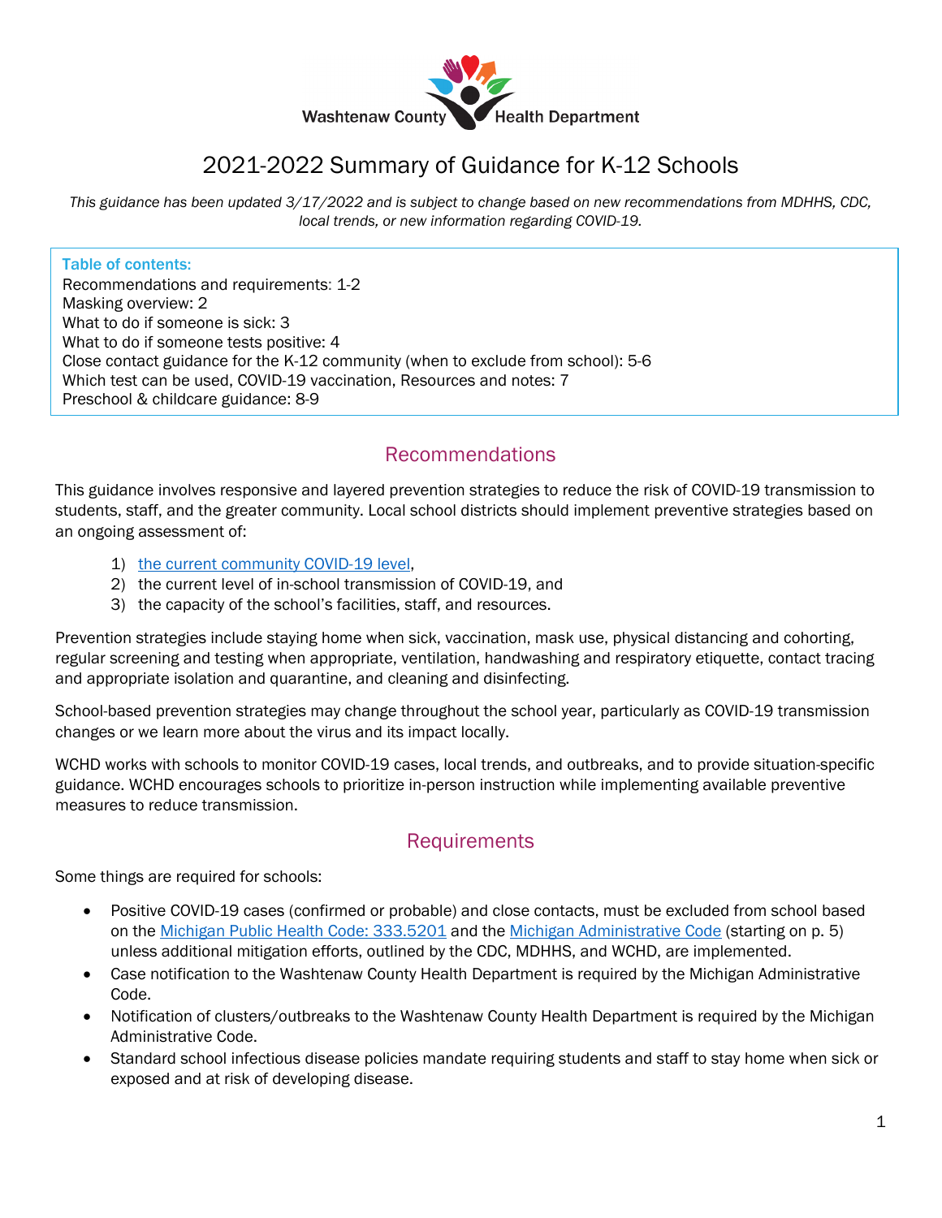Washtenaw County Health Department

# 2021-2022 Summary of Guidance for K-12 Schools

*This guidance has been updated 3/17/2022 and is subject to change based on new recommendations from MDHHS, CDC, local trends, or new information regarding COVID-19.*

**Table of contents:**
Recommendations and requirements: 1-2
Masking overview: 2
What to do if someone is sick: 3
What to do if someone tests positive: 4
Close contact guidance for the K-12 community (when to exclude from school): 5-6
Which test can be used, COVID-19 vaccination, Resources and notes: 7
Preschool & childcare guidance: 8-9

## Recommendations

This guidance involves responsive and layered prevention strategies to reduce the risk of COVID-19 transmission to students, staff, and the greater community. Local school districts should implement preventive strategies based on an ongoing assessment of:

1) the current community COVID-19 level,
2) the current level of in-school transmission of COVID-19, and
3) the capacity of the school's facilities, staff, and resources.

Prevention strategies include staying home when sick, vaccination, mask use, physical distancing and cohorting, regular screening and testing when appropriate, ventilation, handwashing and respiratory etiquette, contact tracing and appropriate isolation and quarantine, and cleaning and disinfecting.

School-based prevention strategies may change throughout the school year, particularly as COVID-19 transmission changes or we learn more about the virus and its impact locally.

WCHD works with schools to monitor COVID-19 cases, local trends, and outbreaks, and to provide situation-specific guidance. WCHD encourages schools to prioritize in-person instruction while implementing available preventive measures to reduce transmission.

## Requirements

Some things are required for schools:

- Positive COVID-19 cases (confirmed or probable) and close contacts, must be excluded from school based on the Michigan Public Health Code: 333.5201 and the Michigan Administrative Code (starting on p. 5) unless additional mitigation efforts, outlined by the CDC, MDHHS, and WCHD, are implemented.
- Case notification to the Washtenaw County Health Department is required by the Michigan Administrative Code.
- Notification of clusters/outbreaks to the Washtenaw County Health Department is required by the Michigan Administrative Code.
- Standard school infectious disease policies mandate requiring students and staff to stay home when sick or exposed and at risk of developing disease.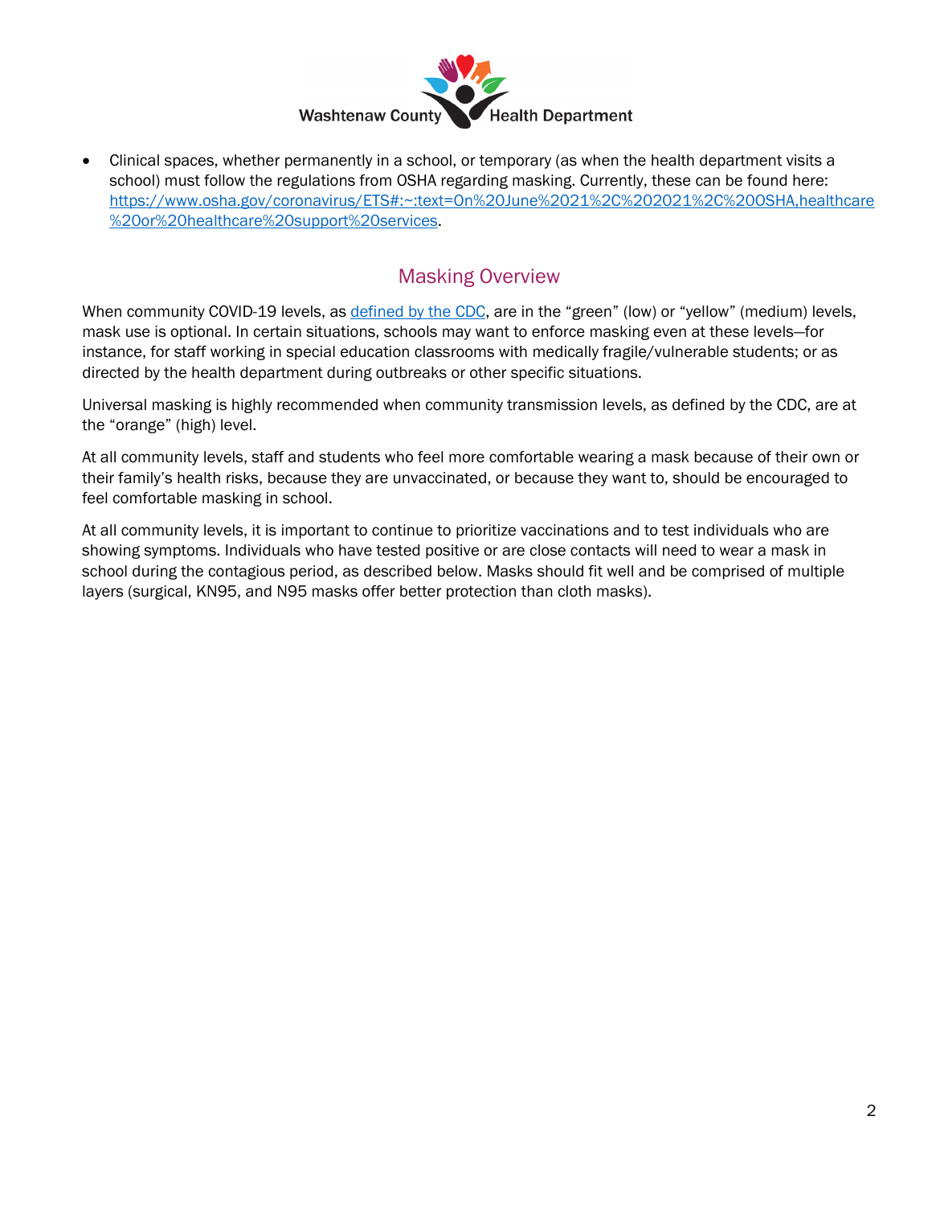- Clinical spaces, whether permanently in a school, or temporary (as when the health department visits a school) must follow the regulations from OSHA regarding masking. Currently, these can be found here: [https://www.osha.gov/coronavirus/ETS#:~:text=On%20June%2021%2C%202021%2C%20OSHA,healthcare%20or%20healthcare%20support%20services](https://www.osha.gov/coronavirus/ETS#:~:text=On%20June%2021%2C%202021%2C%20OSHA,healthcare%20or%20healthcare%20support%20services).

## Masking Overview

When community COVID-19 levels, as defined by the CDC, are in the "green" (low) or "yellow" (medium) levels, mask use is optional. In certain situations, schools may want to enforce masking even at these levels—for instance, for staff working in special education classrooms with medically fragile/vulnerable students; or as directed by the health department during outbreaks or other specific situations.

Universal masking is highly recommended when community transmission levels, as defined by the CDC, are at the "orange" (high) level.

At all community levels, staff and students who feel more comfortable wearing a mask because of their own or their family's health risks, because they are unvaccinated, or because they want to, should be encouraged to feel comfortable masking in school.

At all community levels, it is important to continue to prioritize vaccinations and to test individuals who are showing symptoms. Individuals who have tested positive or are close contacts will need to wear a mask in school during the contagious period, as described below. Masks should fit well and be comprised of multiple layers (surgical, KN95, and N95 masks offer better protection than cloth masks).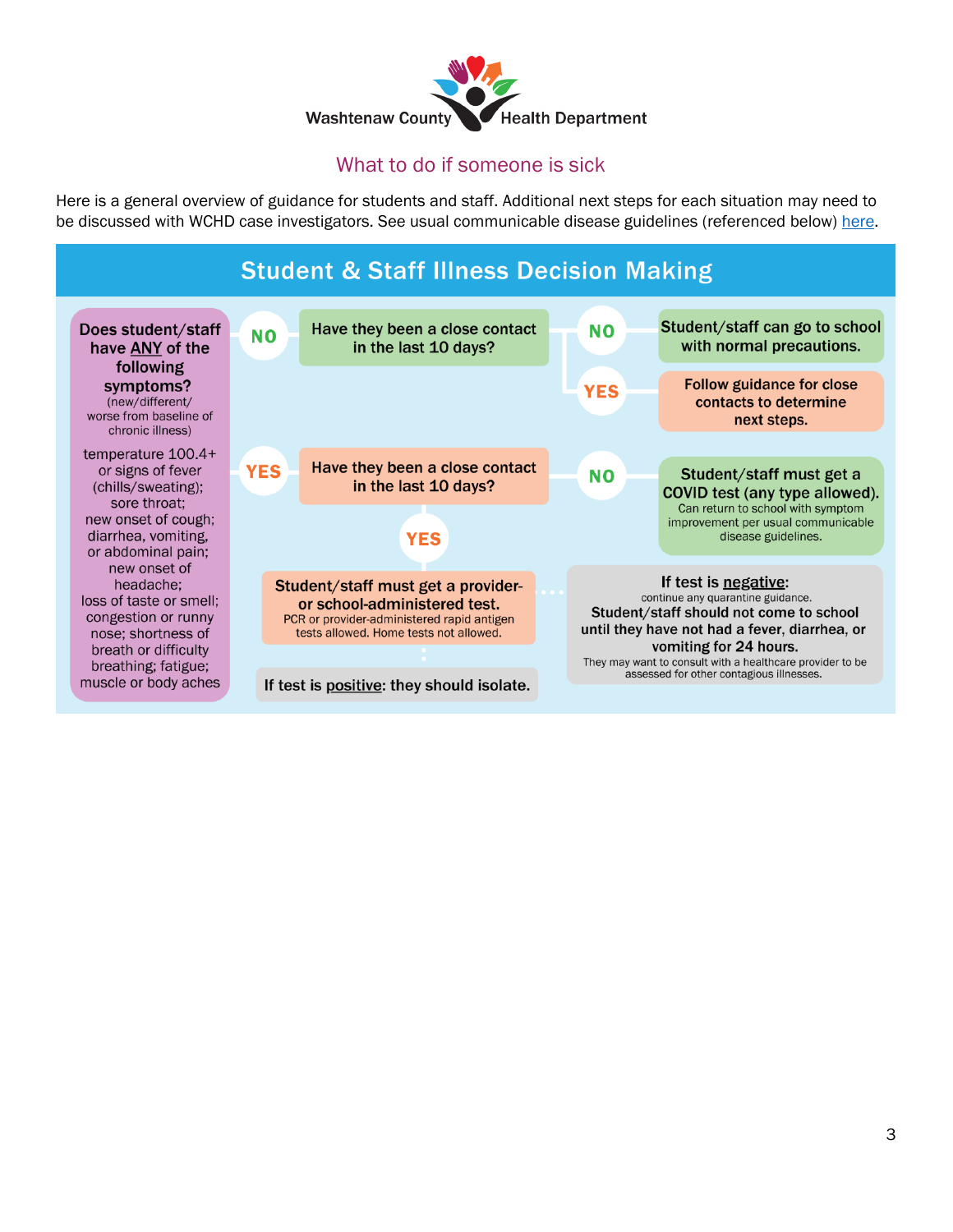Washtenaw County Health Department

## What to do if someone is sick

Here is a general overview of guidance for students and staff. Additional next steps for each situation may need to be discussed with WCHD case investigators. See usual communicable disease guidelines (referenced below) here.

## Student & Staff Illness Decision Making

**Does student/staff have ANY of the following symptoms?**
(new/different/worse from baseline of chronic illness)

temperature 100.4+ or signs of fever (chills/sweating); sore throat; new onset of cough; diarrhea, vomiting, or abdominal pain; new onset of headache; loss of taste or smell; congestion or runny nose; shortness of breath or difficulty breathing; fatigue; muscle or body aches

**NO** → **Have they been a close contact in the last 10 days?**

- **NO** → **Student/staff can go to school with normal precautions.**
- **YES** → **Follow guidance for close contacts to determine next steps.**

**YES** → **Have they been a close contact in the last 10 days?**

- **NO** → **Student/staff must get a COVID test (any type allowed).** Can return to school with symptom improvement per usual communicable disease guidelines.
- **YES** → **Student/staff must get a provider- or school-administered test.** PCR or provider-administered rapid antigen tests allowed. Home tests not allowed.
  - **If test is positive: they should isolate.**
  - **If test is negative:** continue any quarantine guidance. **Student/staff should not come to school until they have not had a fever, diarrhea, or vomiting for 24 hours.** They may want to consult with a healthcare provider to be assessed for other contagious illnesses.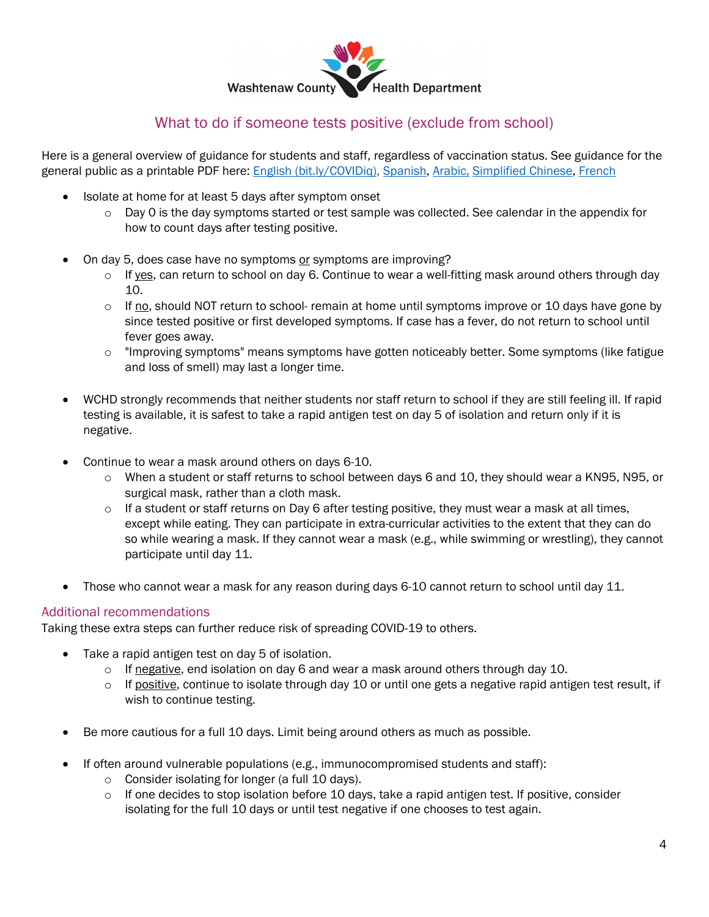Washtenaw County Health Department

## What to do if someone tests positive (exclude from school)

Here is a general overview of guidance for students and staff, regardless of vaccination status. See guidance for the general public as a printable PDF here: English (bit.ly/COVIDiq), Spanish, Arabic, Simplified Chinese, French

- Isolate at home for at least 5 days after symptom onset
  - Day 0 is the day symptoms started or test sample was collected. See calendar in the appendix for how to count days after testing positive.

- On day 5, does case have no symptoms or symptoms are improving?
  - If yes, can return to school on day 6. Continue to wear a well-fitting mask around others through day 10.
  - If no, should NOT return to school- remain at home until symptoms improve or 10 days have gone by since tested positive or first developed symptoms. If case has a fever, do not return to school until fever goes away.
  - "Improving symptoms" means symptoms have gotten noticeably better. Some symptoms (like fatigue and loss of smell) may last a longer time.

- WCHD strongly recommends that neither students nor staff return to school if they are still feeling ill. If rapid testing is available, it is safest to take a rapid antigen test on day 5 of isolation and return only if it is negative.

- Continue to wear a mask around others on days 6-10.
  - When a student or staff returns to school between days 6 and 10, they should wear a KN95, N95, or surgical mask, rather than a cloth mask.
  - If a student or staff returns on Day 6 after testing positive, they must wear a mask at all times, except while eating. They can participate in extra-curricular activities to the extent that they can do so while wearing a mask. If they cannot wear a mask (e.g., while swimming or wrestling), they cannot participate until day 11.

- Those who cannot wear a mask for any reason during days 6-10 cannot return to school until day 11.

### Additional recommendations

Taking these extra steps can further reduce risk of spreading COVID-19 to others.

- Take a rapid antigen test on day 5 of isolation.
  - If negative, end isolation on day 6 and wear a mask around others through day 10.
  - If positive, continue to isolate through day 10 or until one gets a negative rapid antigen test result, if wish to continue testing.

- Be more cautious for a full 10 days. Limit being around others as much as possible.

- If often around vulnerable populations (e.g., immunocompromised students and staff):
  - Consider isolating for longer (a full 10 days).
  - If one decides to stop isolation before 10 days, take a rapid antigen test. If positive, consider isolating for the full 10 days or until test negative if one chooses to test again.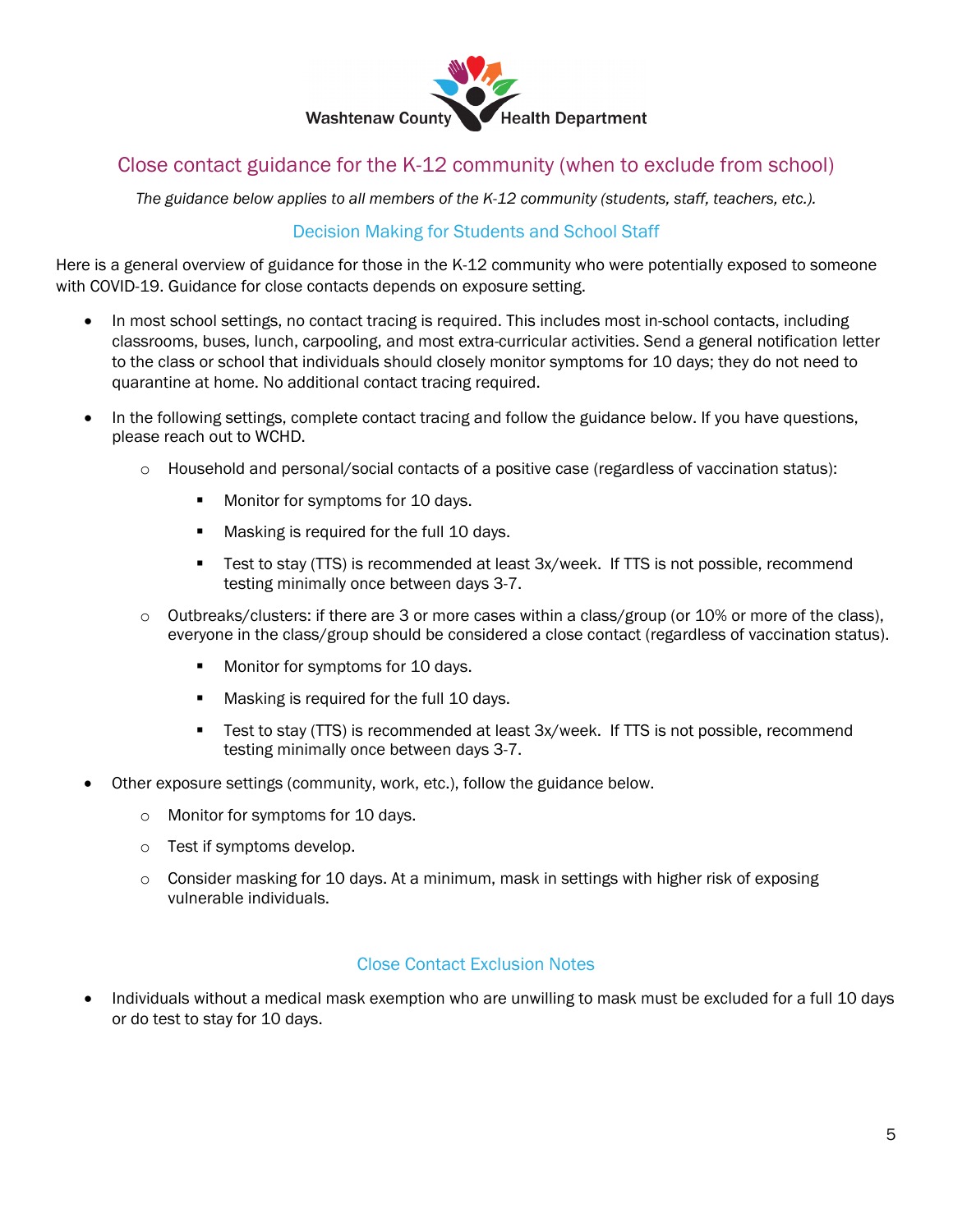Washtenaw County Health Department

# Close contact guidance for the K-12 community (when to exclude from school)

*The guidance below applies to all members of the K-12 community (students, staff, teachers, etc.).*

## Decision Making for Students and School Staff

Here is a general overview of guidance for those in the K-12 community who were potentially exposed to someone with COVID-19. Guidance for close contacts depends on exposure setting.

- In most school settings, no contact tracing is required. This includes most in-school contacts, including classrooms, buses, lunch, carpooling, and most extra-curricular activities. Send a general notification letter to the class or school that individuals should closely monitor symptoms for 10 days; they do not need to quarantine at home. No additional contact tracing required.
- In the following settings, complete contact tracing and follow the guidance below. If you have questions, please reach out to WCHD.
  - Household and personal/social contacts of a positive case (regardless of vaccination status):
    - Monitor for symptoms for 10 days.
    - Masking is required for the full 10 days.
    - Test to stay (TTS) is recommended at least 3x/week. If TTS is not possible, recommend testing minimally once between days 3-7.
  - Outbreaks/clusters: if there are 3 or more cases within a class/group (or 10% or more of the class), everyone in the class/group should be considered a close contact (regardless of vaccination status).
    - Monitor for symptoms for 10 days.
    - Masking is required for the full 10 days.
    - Test to stay (TTS) is recommended at least 3x/week. If TTS is not possible, recommend testing minimally once between days 3-7.
- Other exposure settings (community, work, etc.), follow the guidance below.
  - Monitor for symptoms for 10 days.
  - Test if symptoms develop.
  - Consider masking for 10 days. At a minimum, mask in settings with higher risk of exposing vulnerable individuals.

## Close Contact Exclusion Notes

- Individuals without a medical mask exemption who are unwilling to mask must be excluded for a full 10 days or do test to stay for 10 days.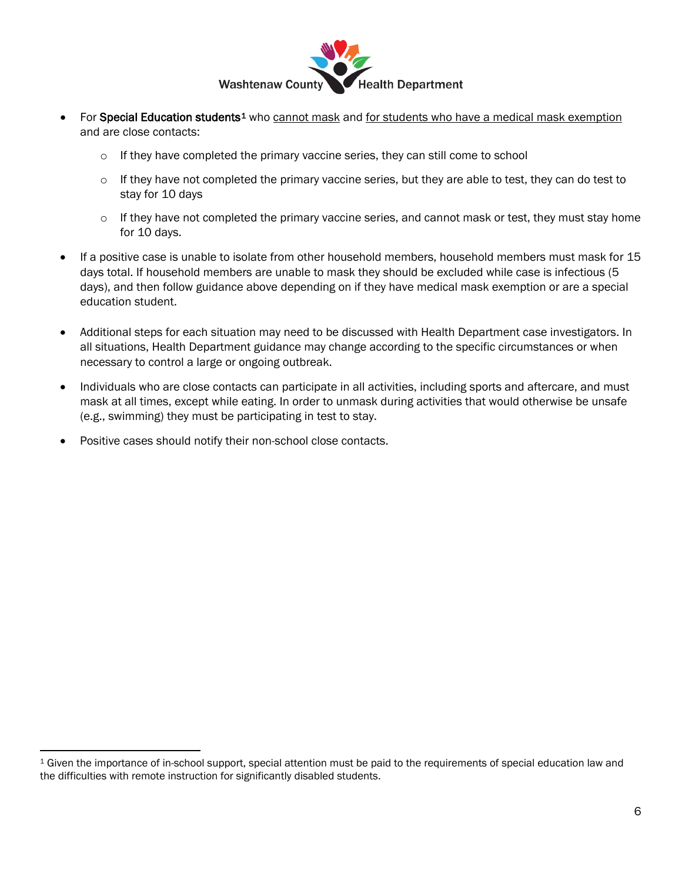- For **Special Education students**[1] who cannot mask and for students who have a medical mask exemption and are close contacts:
    - If they have completed the primary vaccine series, they can still come to school
    - If they have not completed the primary vaccine series, but they are able to test, they can do test to stay for 10 days
    - If they have not completed the primary vaccine series, and cannot mask or test, they must stay home for 10 days.
- If a positive case is unable to isolate from other household members, household members must mask for 15 days total. If household members are unable to mask they should be excluded while case is infectious (5 days), and then follow guidance above depending on if they have medical mask exemption or are a special education student.
- Additional steps for each situation may need to be discussed with Health Department case investigators. In all situations, Health Department guidance may change according to the specific circumstances or when necessary to control a large or ongoing outbreak.
- Individuals who are close contacts can participate in all activities, including sports and aftercare, and must mask at all times, except while eating. In order to unmask during activities that would otherwise be unsafe (e.g., swimming) they must be participating in test to stay.
- Positive cases should notify their non-school close contacts.

[1] Given the importance of in-school support, special attention must be paid to the requirements of special education law and the difficulties with remote instruction for significantly disabled students.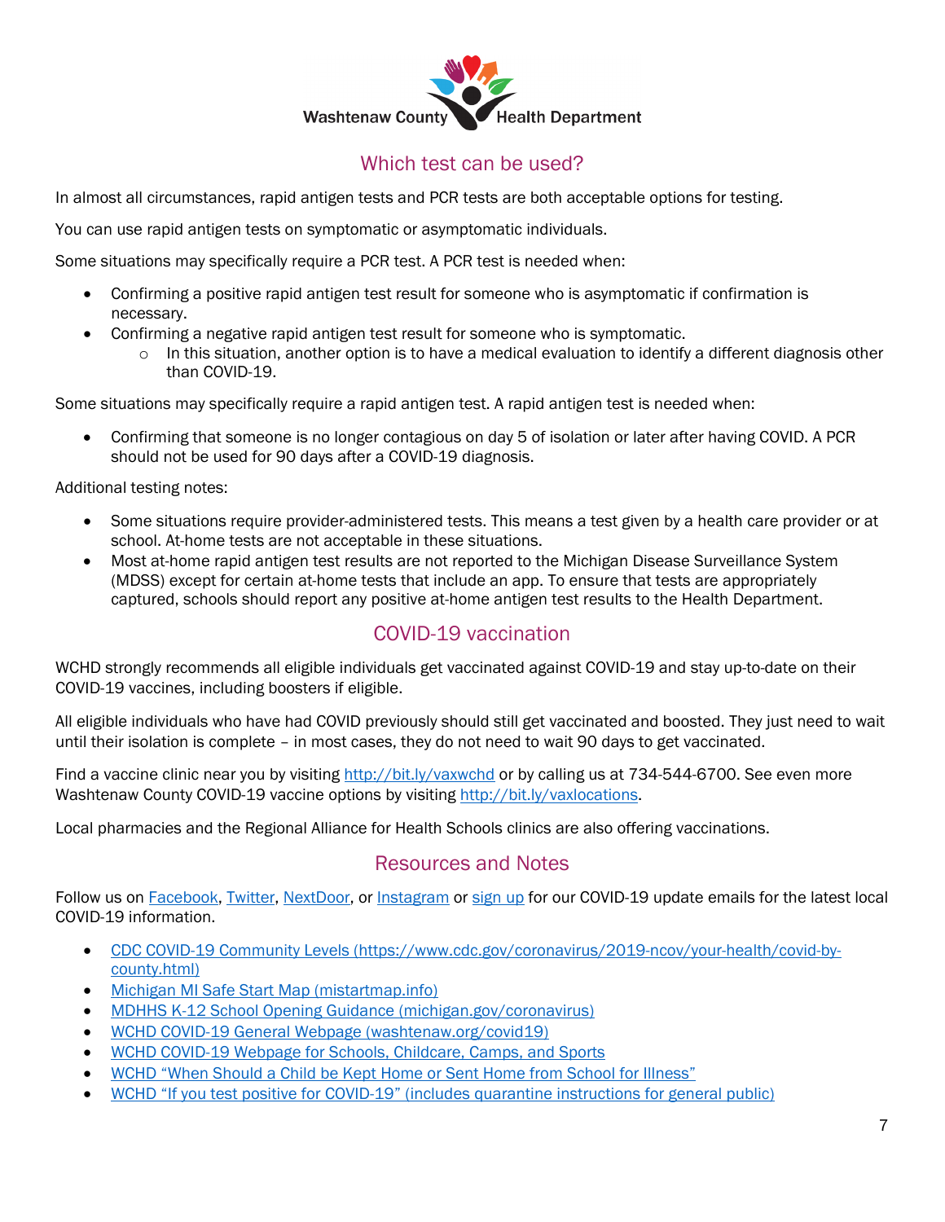## Which test can be used?

In almost all circumstances, rapid antigen tests and PCR tests are both acceptable options for testing.

You can use rapid antigen tests on symptomatic or asymptomatic individuals.

Some situations may specifically require a PCR test. A PCR test is needed when:

- Confirming a positive rapid antigen test result for someone who is asymptomatic if confirmation is necessary.
- Confirming a negative rapid antigen test result for someone who is symptomatic.
  - In this situation, another option is to have a medical evaluation to identify a different diagnosis other than COVID-19.

Some situations may specifically require a rapid antigen test. A rapid antigen test is needed when:

- Confirming that someone is no longer contagious on day 5 of isolation or later after having COVID. A PCR should not be used for 90 days after a COVID-19 diagnosis.

Additional testing notes:

- Some situations require provider-administered tests. This means a test given by a health care provider or at school. At-home tests are not acceptable in these situations.
- Most at-home rapid antigen test results are not reported to the Michigan Disease Surveillance System (MDSS) except for certain at-home tests that include an app. To ensure that tests are appropriately captured, schools should report any positive at-home antigen test results to the Health Department.

## COVID-19 vaccination

WCHD strongly recommends all eligible individuals get vaccinated against COVID-19 and stay up-to-date on their COVID-19 vaccines, including boosters if eligible.

All eligible individuals who have had COVID previously should still get vaccinated and boosted. They just need to wait until their isolation is complete – in most cases, they do not need to wait 90 days to get vaccinated.

Find a vaccine clinic near you by visiting [http://bit.ly/vaxwchd](http://bit.ly/vaxwchd) or by calling us at 734-544-6700. See even more Washtenaw County COVID-19 vaccine options by visiting [http://bit.ly/vaxlocations](http://bit.ly/vaxlocations).

Local pharmacies and the Regional Alliance for Health Schools clinics are also offering vaccinations.

## Resources and Notes

Follow us on Facebook, Twitter, NextDoor, or Instagram or sign up for our COVID-19 update emails for the latest local COVID-19 information.

- [CDC COVID-19 Community Levels (https://www.cdc.gov/coronavirus/2019-ncov/your-health/covid-by-county.html)](https://www.cdc.gov/coronavirus/2019-ncov/your-health/covid-by-county.html)
- Michigan MI Safe Start Map (mistartmap.info)
- MDHHS K-12 School Opening Guidance (michigan.gov/coronavirus)
- WCHD COVID-19 General Webpage (washtenaw.org/covid19)
- WCHD COVID-19 Webpage for Schools, Childcare, Camps, and Sports
- WCHD "When Should a Child be Kept Home or Sent Home from School for Illness"
- WCHD "If you test positive for COVID-19" (includes quarantine instructions for general public)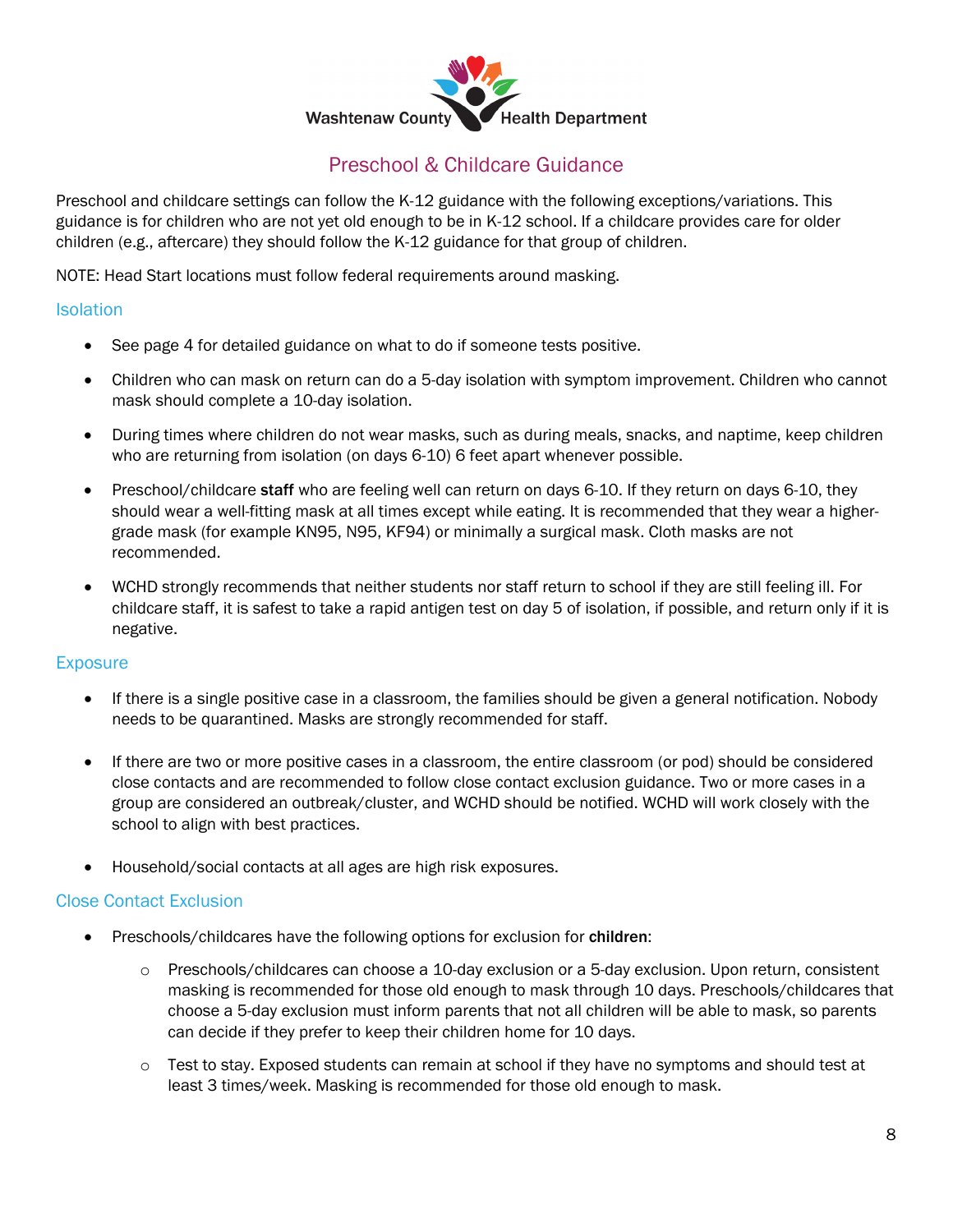Washtenaw County Health Department

# Preschool & Childcare Guidance

Preschool and childcare settings can follow the K-12 guidance with the following exceptions/variations. This guidance is for children who are not yet old enough to be in K-12 school. If a childcare provides care for older children (e.g., aftercare) they should follow the K-12 guidance for that group of children.

NOTE: Head Start locations must follow federal requirements around masking.

## Isolation

- See page 4 for detailed guidance on what to do if someone tests positive.
- Children who can mask on return can do a 5-day isolation with symptom improvement. Children who cannot mask should complete a 10-day isolation.
- During times where children do not wear masks, such as during meals, snacks, and naptime, keep children who are returning from isolation (on days 6-10) 6 feet apart whenever possible.
- Preschool/childcare **staff** who are feeling well can return on days 6-10. If they return on days 6-10, they should wear a well-fitting mask at all times except while eating. It is recommended that they wear a higher-grade mask (for example KN95, N95, KF94) or minimally a surgical mask. Cloth masks are not recommended.
- WCHD strongly recommends that neither students nor staff return to school if they are still feeling ill. For childcare staff, it is safest to take a rapid antigen test on day 5 of isolation, if possible, and return only if it is negative.

## Exposure

- If there is a single positive case in a classroom, the families should be given a general notification. Nobody needs to be quarantined. Masks are strongly recommended for staff.
- If there are two or more positive cases in a classroom, the entire classroom (or pod) should be considered close contacts and are recommended to follow close contact exclusion guidance. Two or more cases in a group are considered an outbreak/cluster, and WCHD should be notified. WCHD will work closely with the school to align with best practices.
- Household/social contacts at all ages are high risk exposures.

## Close Contact Exclusion

- Preschools/childcares have the following options for exclusion for **children**:
  - Preschools/childcares can choose a 10-day exclusion or a 5-day exclusion. Upon return, consistent masking is recommended for those old enough to mask through 10 days. Preschools/childcares that choose a 5-day exclusion must inform parents that not all children will be able to mask, so parents can decide if they prefer to keep their children home for 10 days.
  - Test to stay. Exposed students can remain at school if they have no symptoms and should test at least 3 times/week. Masking is recommended for those old enough to mask.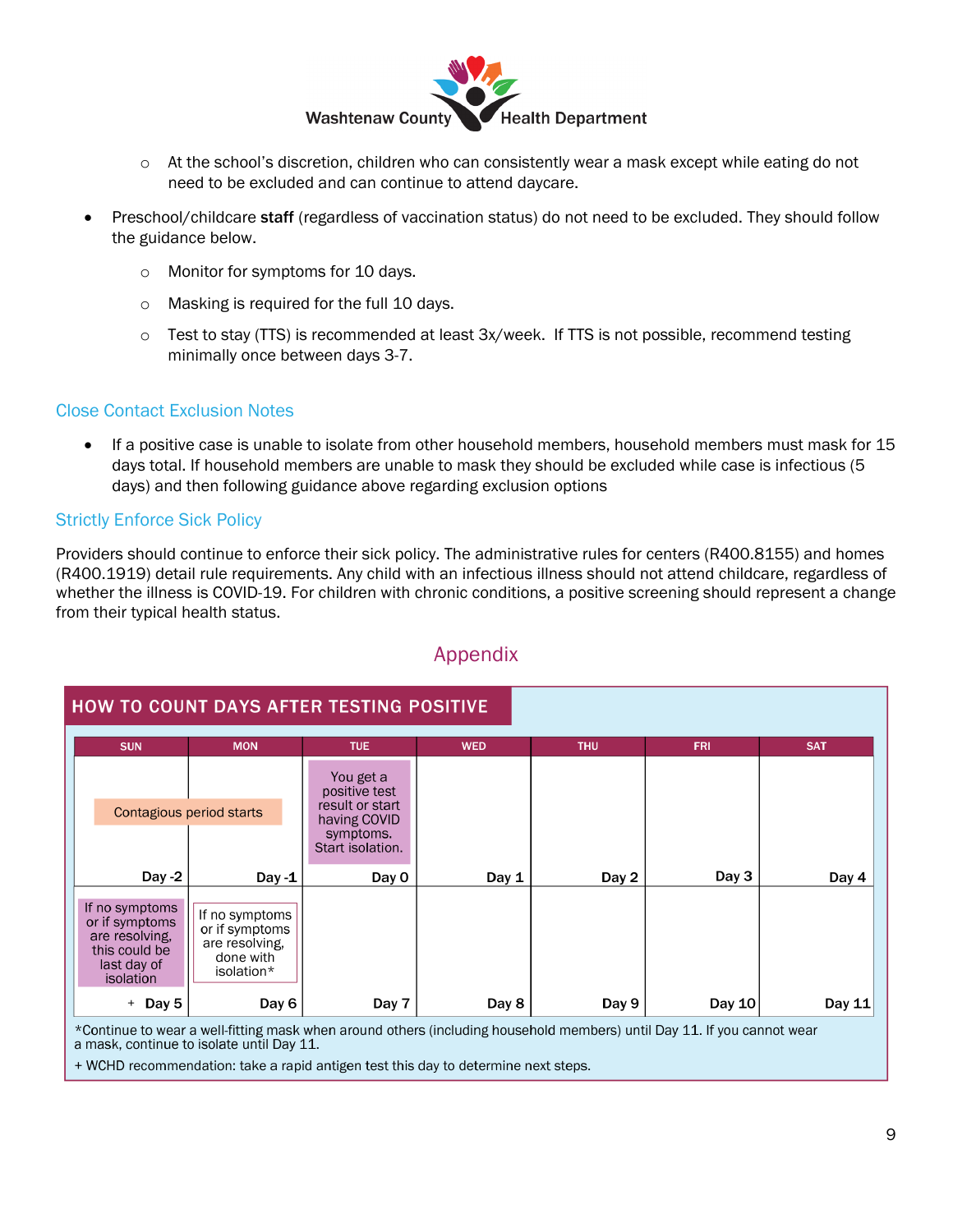- At the school's discretion, children who can consistently wear a mask except while eating do not need to be excluded and can continue to attend daycare.

- Preschool/childcare **staff** (regardless of vaccination status) do not need to be excluded. They should follow the guidance below.
  - Monitor for symptoms for 10 days.
  - Masking is required for the full 10 days.
  - Test to stay (TTS) is recommended at least 3x/week.  If TTS is not possible, recommend testing minimally once between days 3-7.

## Close Contact Exclusion Notes

- If a positive case is unable to isolate from other household members, household members must mask for 15 days total. If household members are unable to mask they should be excluded while case is infectious (5 days) and then following guidance above regarding exclusion options

## Strictly Enforce Sick Policy

Providers should continue to enforce their sick policy. The administrative rules for centers (R400.8155) and homes (R400.1919) detail rule requirements. Any child with an infectious illness should not attend childcare, regardless of whether the illness is COVID-19. For children with chronic conditions, a positive screening should represent a change from their typical health status.

# Appendix

## HOW TO COUNT DAYS AFTER TESTING POSITIVE

| SUN | MON | TUE | WED | THU | FRI | SAT |
| --- | --- | --- | --- | --- | --- | --- |
| Contagious period starts Day -2 | Day -1 | You get a positive test result or start having COVID symptoms. Start isolation. Day 0 | Day 1 | Day 2 | Day 3 | Day 4 |
| If no symptoms or if symptoms are resolving, this could be last day of isolation + Day 5 | If no symptoms or if symptoms are resolving, done with isolation* Day 6 | Day 7 | Day 8 | Day 9 | Day 10 | Day 11 |

*Continue to wear a well-fitting mask when around others (including household members) until Day 11. If you cannot wear a mask, continue to isolate until Day 11.

+ WCHD recommendation: take a rapid antigen test this day to determine next steps.